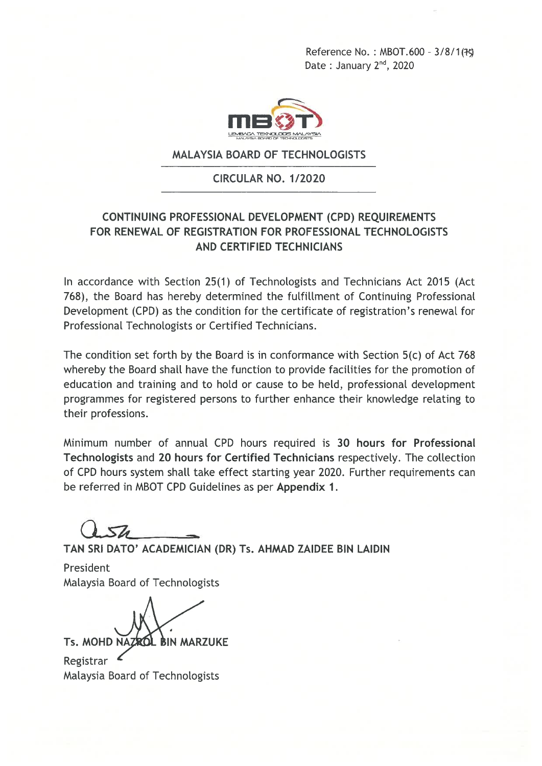Reference No. : MBOT.600 - 3/8/1(75)
Date : January 2nd, 2020

MALAYSIA BOARD OF TECHNOLOGISTS

CIRCULAR NO. 1/2020

## CONTINUING PROFESSIONAL DEVELOPMENT (CPD) REQUIREMENTS FOR RENEWAL OF REGISTRATION FOR PROFESSIONAL TECHNOLOGISTS AND CERTIFIED TECHNICIANS

In accordance with Section 25(1) of Technologists and Technicians Act 2015 (Act 768), the Board has hereby determined the fulfillment of Continuing Professional Development (CPD) as the condition for the certificate of registration's renewal for Professional Technologists or Certified Technicians.

The condition set forth by the Board is in conformance with Section 5(c) of Act 768 whereby the Board shall have the function to provide facilities for the promotion of education and training and to hold or cause to be held, professional development programmes for registered persons to further enhance their knowledge relating to their professions.

Minimum number of annual CPD hours required is **30 hours for Professional Technologists** and **20 hours for Certified Technicians** respectively. The collection of CPD hours system shall take effect starting year 2020. Further requirements can be referred in MBOT CPD Guidelines as per **Appendix 1**.

**TAN SRI DATO' ACADEMICIAN (DR) Ts. AHMAD ZAIDEE BIN LAIDIN**
President
Malaysia Board of Technologists

**Ts. MOHD NAZROL BIN MARZUKE**
Registrar
Malaysia Board of Technologists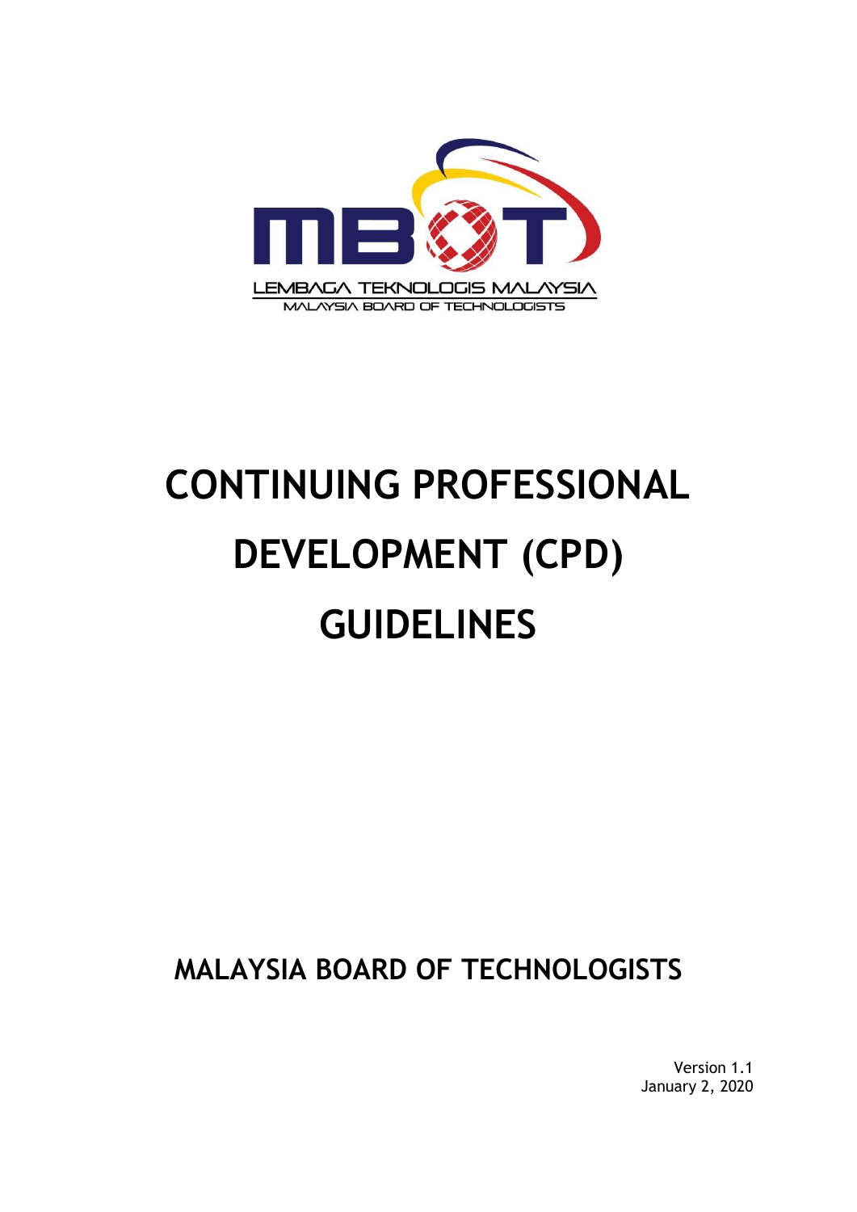LEMBAGA TEKNOLOGIS MALAYSIA

MALAYSIA BOARD OF TECHNOLOGISTS

# CONTINUING PROFESSIONAL DEVELOPMENT (CPD) GUIDELINES

## MALAYSIA BOARD OF TECHNOLOGISTS

Version 1.1
January 2, 2020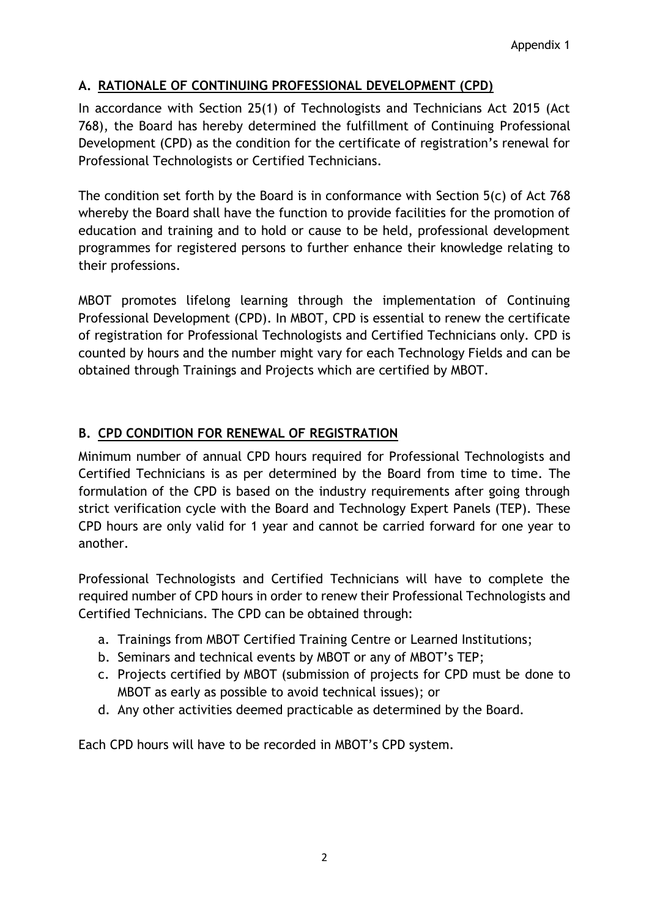Appendix 1

## A. RATIONALE OF CONTINUING PROFESSIONAL DEVELOPMENT (CPD)

In accordance with Section 25(1) of Technologists and Technicians Act 2015 (Act 768), the Board has hereby determined the fulfillment of Continuing Professional Development (CPD) as the condition for the certificate of registration's renewal for Professional Technologists or Certified Technicians.

The condition set forth by the Board is in conformance with Section 5(c) of Act 768 whereby the Board shall have the function to provide facilities for the promotion of education and training and to hold or cause to be held, professional development programmes for registered persons to further enhance their knowledge relating to their professions.

MBOT promotes lifelong learning through the implementation of Continuing Professional Development (CPD). In MBOT, CPD is essential to renew the certificate of registration for Professional Technologists and Certified Technicians only. CPD is counted by hours and the number might vary for each Technology Fields and can be obtained through Trainings and Projects which are certified by MBOT.

## B. CPD CONDITION FOR RENEWAL OF REGISTRATION

Minimum number of annual CPD hours required for Professional Technologists and Certified Technicians is as per determined by the Board from time to time. The formulation of the CPD is based on the industry requirements after going through strict verification cycle with the Board and Technology Expert Panels (TEP). These CPD hours are only valid for 1 year and cannot be carried forward for one year to another.

Professional Technologists and Certified Technicians will have to complete the required number of CPD hours in order to renew their Professional Technologists and Certified Technicians. The CPD can be obtained through:

a. Trainings from MBOT Certified Training Centre or Learned Institutions;
b. Seminars and technical events by MBOT or any of MBOT's TEP;
c. Projects certified by MBOT (submission of projects for CPD must be done to MBOT as early as possible to avoid technical issues); or
d. Any other activities deemed practicable as determined by the Board.

Each CPD hours will have to be recorded in MBOT's CPD system.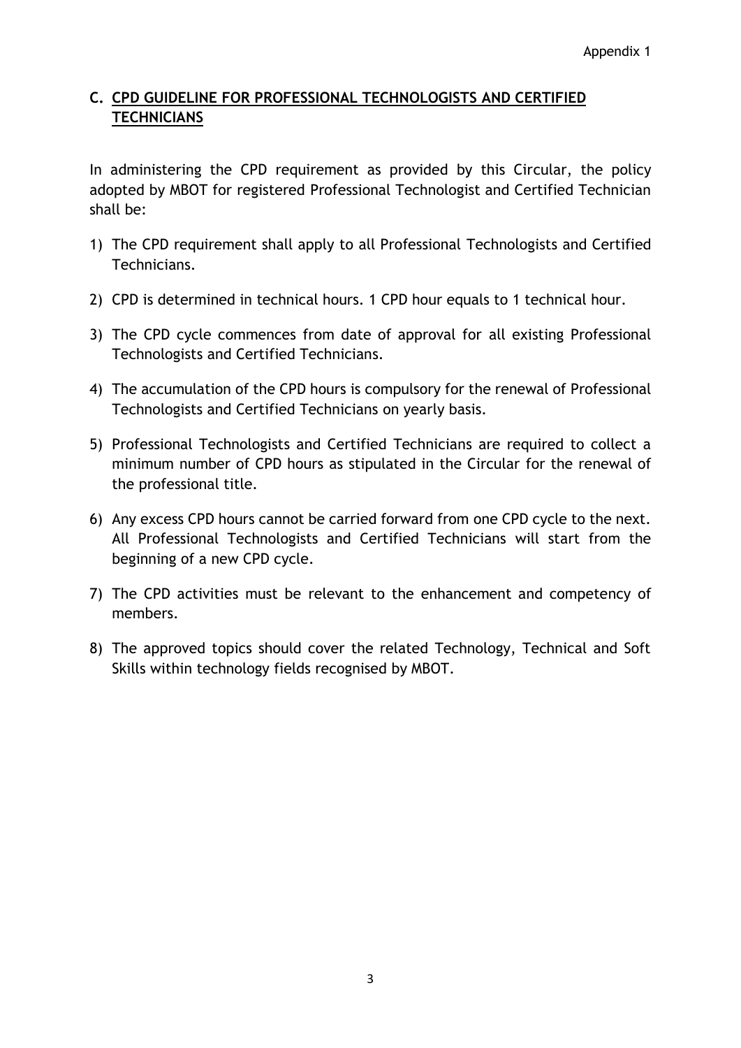Appendix 1

## C. CPD GUIDELINE FOR PROFESSIONAL TECHNOLOGISTS AND CERTIFIED TECHNICIANS

In administering the CPD requirement as provided by this Circular, the policy adopted by MBOT for registered Professional Technologist and Certified Technician shall be:

1) The CPD requirement shall apply to all Professional Technologists and Certified Technicians.
2) CPD is determined in technical hours. 1 CPD hour equals to 1 technical hour.
3) The CPD cycle commences from date of approval for all existing Professional Technologists and Certified Technicians.
4) The accumulation of the CPD hours is compulsory for the renewal of Professional Technologists and Certified Technicians on yearly basis.
5) Professional Technologists and Certified Technicians are required to collect a minimum number of CPD hours as stipulated in the Circular for the renewal of the professional title.
6) Any excess CPD hours cannot be carried forward from one CPD cycle to the next. All Professional Technologists and Certified Technicians will start from the beginning of a new CPD cycle.
7) The CPD activities must be relevant to the enhancement and competency of members.
8) The approved topics should cover the related Technology, Technical and Soft Skills within technology fields recognised by MBOT.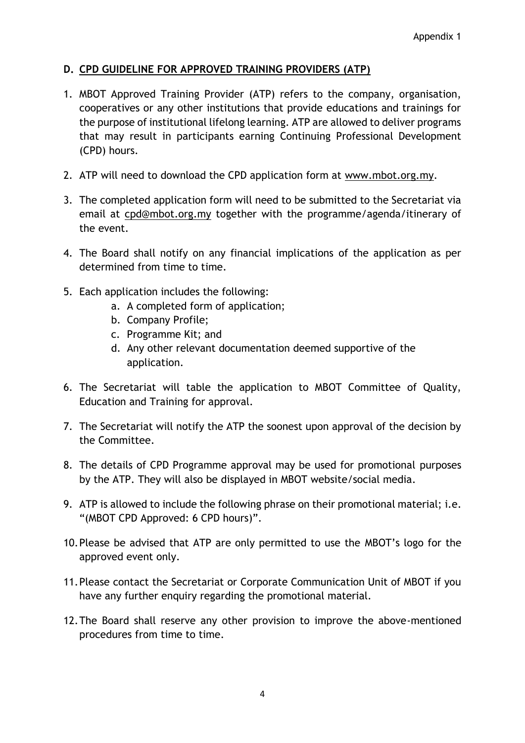Appendix 1

## D. CPD GUIDELINE FOR APPROVED TRAINING PROVIDERS (ATP)

1. MBOT Approved Training Provider (ATP) refers to the company, organisation, cooperatives or any other institutions that provide educations and trainings for the purpose of institutional lifelong learning. ATP are allowed to deliver programs that may result in participants earning Continuing Professional Development (CPD) hours.
2. ATP will need to download the CPD application form at www.mbot.org.my.
3. The completed application form will need to be submitted to the Secretariat via email at cpd@mbot.org.my together with the programme/agenda/itinerary of the event.
4. The Board shall notify on any financial implications of the application as per determined from time to time.
5. Each application includes the following:
    a. A completed form of application;
    b. Company Profile;
    c. Programme Kit; and
    d. Any other relevant documentation deemed supportive of the application.
6. The Secretariat will table the application to MBOT Committee of Quality, Education and Training for approval.
7. The Secretariat will notify the ATP the soonest upon approval of the decision by the Committee.
8. The details of CPD Programme approval may be used for promotional purposes by the ATP. They will also be displayed in MBOT website/social media.
9. ATP is allowed to include the following phrase on their promotional material; i.e. "(MBOT CPD Approved: 6 CPD hours)".
10. Please be advised that ATP are only permitted to use the MBOT's logo for the approved event only.
11. Please contact the Secretariat or Corporate Communication Unit of MBOT if you have any further enquiry regarding the promotional material.
12. The Board shall reserve any other provision to improve the above-mentioned procedures from time to time.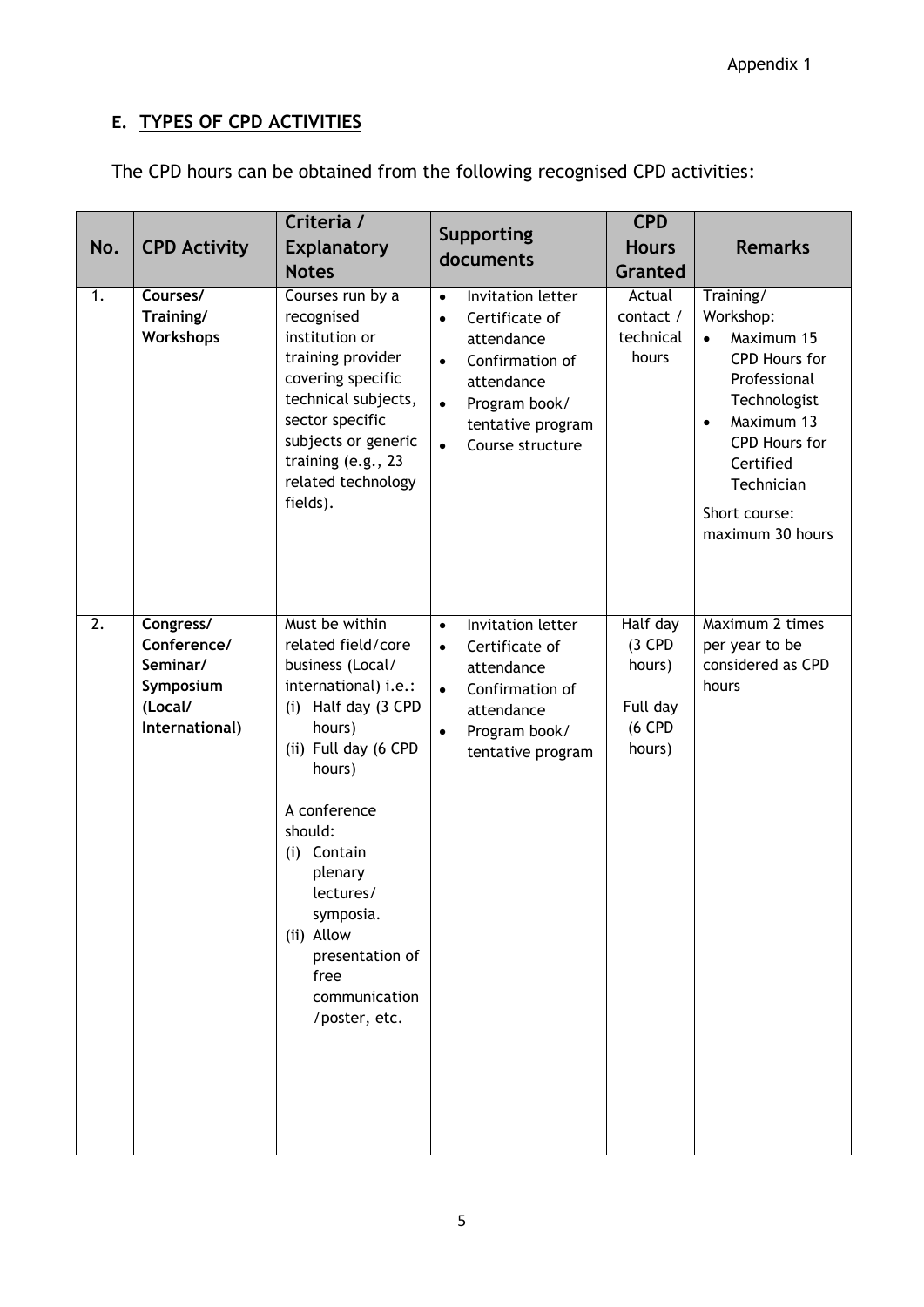Appendix 1

## E. TYPES OF CPD ACTIVITIES

The CPD hours can be obtained from the following recognised CPD activities:

| No. | CPD Activity | Criteria / Explanatory Notes | Supporting documents | CPD Hours Granted | Remarks |
|---|---|---|---|---|---|
| 1. | **Courses/ Training/ Workshops** | Courses run by a recognised institution or training provider covering specific technical subjects, sector specific subjects or generic training (e.g., 23 related technology fields). | • Invitation letter<br>• Certificate of attendance<br>• Confirmation of attendance<br>• Program book/ tentative program<br>• Course structure | Actual contact / technical hours | Training/ Workshop:<br>• Maximum 15 CPD Hours for Professional Technologist<br>• Maximum 13 CPD Hours for Certified Technician<br><br>Short course: maximum 30 hours |
| 2. | **Congress/ Conference/ Seminar/ Symposium (Local/ International)** | Must be within related field/core business (Local/ international) i.e.:<br>(i) Half day (3 CPD hours)<br>(ii) Full day (6 CPD hours)<br><br>A conference should:<br>(i) Contain plenary lectures/ symposia.<br>(ii) Allow presentation of free communication /poster, etc. | • Invitation letter<br>• Certificate of attendance<br>• Confirmation of attendance<br>• Program book/ tentative program | Half day (3 CPD hours)<br><br>Full day (6 CPD hours) | Maximum 2 times per year to be considered as CPD hours |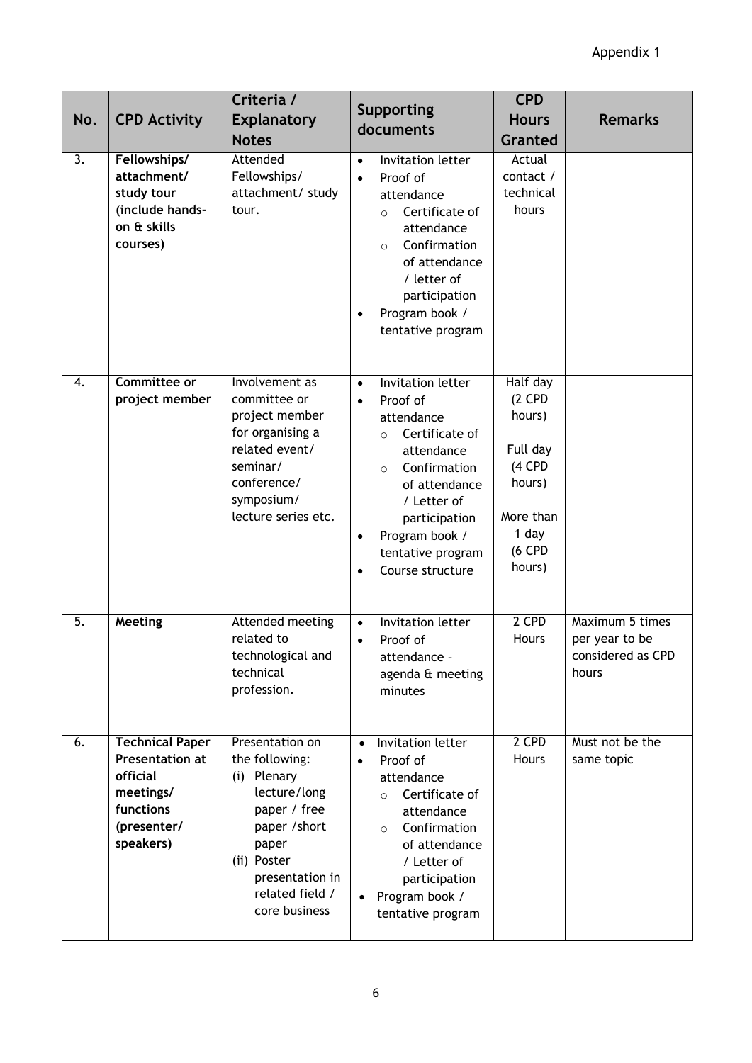Appendix 1

| No. | CPD Activity | Criteria / Explanatory Notes | Supporting documents | CPD Hours Granted | Remarks |
|---|---|---|---|---|---|
| 3. | **Fellowships/ attachment/ study tour (include hands-on & skills courses)** | Attended Fellowships/ attachment/ study tour. | • Invitation letter<br>• Proof of attendance<br>&nbsp;&nbsp;○ Certificate of attendance<br>&nbsp;&nbsp;○ Confirmation of attendance / letter of participation<br>• Program book / tentative program | Actual contact / technical hours | |
| 4. | **Committee or project member** | Involvement as committee or project member for organising a related event/ seminar/ conference/ symposium/ lecture series etc. | • Invitation letter<br>• Proof of attendance<br>&nbsp;&nbsp;○ Certificate of attendance<br>&nbsp;&nbsp;○ Confirmation of attendance / Letter of participation<br>• Program book / tentative program<br>• Course structure | Half day (2 CPD hours)<br><br>Full day (4 CPD hours)<br><br>More than 1 day (6 CPD hours) | |
| 5. | **Meeting** | Attended meeting related to technological and technical profession. | • Invitation letter<br>• Proof of attendance - agenda & meeting minutes | 2 CPD Hours | Maximum 5 times per year to be considered as CPD hours |
| 6. | **Technical Paper Presentation at official meetings/ functions (presenter/ speakers)** | Presentation on the following:<br>(i) Plenary lecture/long paper / free paper /short paper<br>(ii) Poster presentation in related field / core business | • Invitation letter<br>• Proof of attendance<br>&nbsp;&nbsp;○ Certificate of attendance<br>&nbsp;&nbsp;○ Confirmation of attendance / Letter of participation<br>• Program book / tentative program | 2 CPD Hours | Must not be the same topic |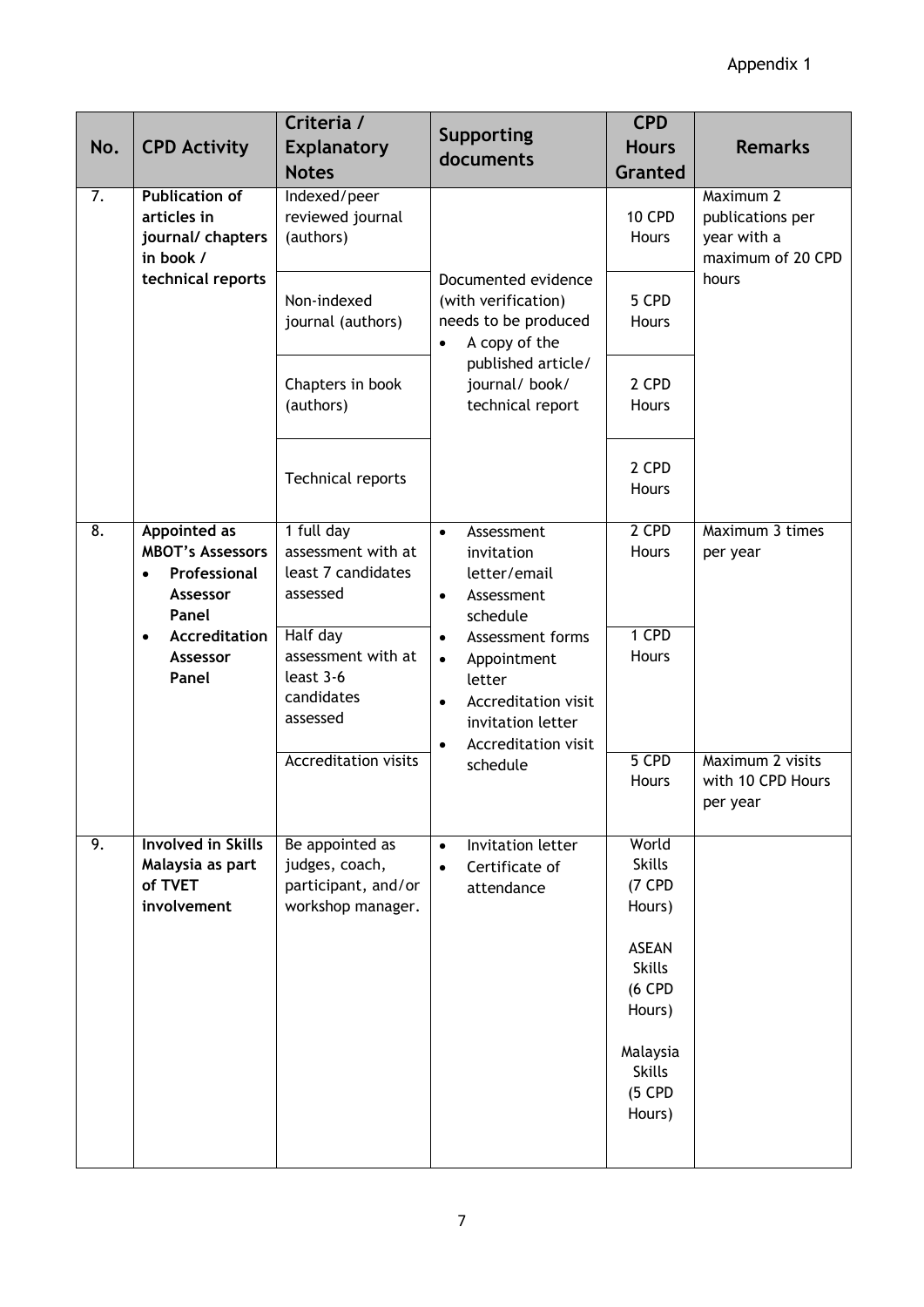Appendix 1

| No. | CPD Activity | Criteria / Explanatory Notes | Supporting documents | CPD Hours Granted | Remarks |
|---|---|---|---|---|---|
| 7. | **Publication of articles in journal/ chapters in book / technical reports** | Indexed/peer reviewed journal (authors) | Documented evidence (with verification) needs to be produced<br>• A copy of the published article/ journal/ book/ technical report | 10 CPD Hours | Maximum 2 publications per year with a maximum of 20 CPD hours |
| | | Non-indexed journal (authors) | | 5 CPD Hours | |
| | | Chapters in book (authors) | | 2 CPD Hours | |
| | | Technical reports | | 2 CPD Hours | |
| 8. | **Appointed as MBOT's Assessors**<br>• **Professional Assessor Panel**<br>• **Accreditation Assessor Panel** | 1 full day assessment with at least 7 candidates assessed | • Assessment invitation letter/email<br>• Assessment schedule<br>• Assessment forms<br>• Appointment letter<br>• Accreditation visit invitation letter<br>• Accreditation visit schedule | 2 CPD Hours | Maximum 3 times per year |
| | | Half day assessment with at least 3-6 candidates assessed | | 1 CPD Hours | |
| | | Accreditation visits | | 5 CPD Hours | Maximum 2 visits with 10 CPD Hours per year |
| 9. | **Involved in Skills Malaysia as part of TVET involvement** | Be appointed as judges, coach, participant, and/or workshop manager. | • Invitation letter<br>• Certificate of attendance | World Skills (7 CPD Hours)<br><br>ASEAN Skills (6 CPD Hours)<br><br>Malaysia Skills (5 CPD Hours) | |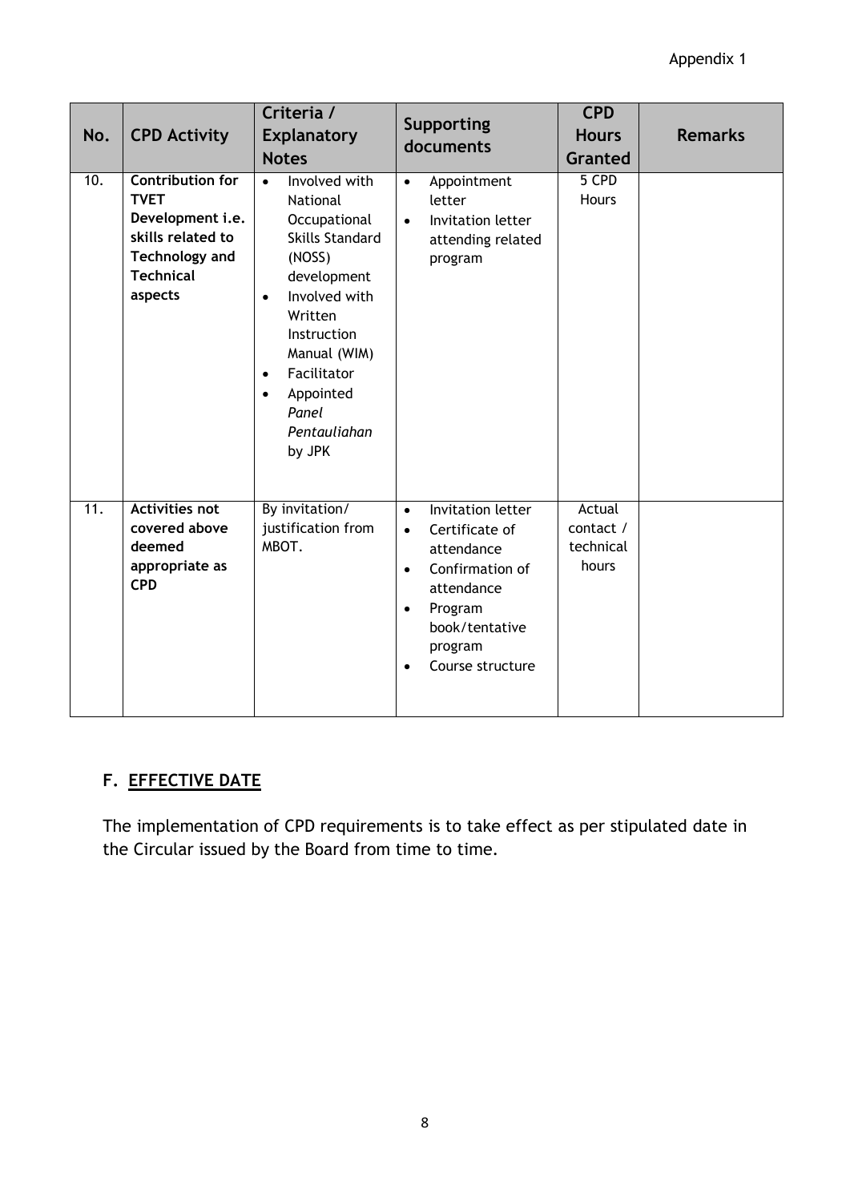Appendix 1

| No. | CPD Activity | Criteria / Explanatory Notes | Supporting documents | CPD Hours Granted | Remarks |
|---|---|---|---|---|---|
| 10. | **Contribution for TVET Development i.e. skills related to Technology and Technical aspects** | • Involved with National Occupational Skills Standard (NOSS) development<br>• Involved with Written Instruction Manual (WIM)<br>• Facilitator<br>• Appointed *Panel Pentauliahan* by JPK | • Appointment letter<br>• Invitation letter attending related program | 5 CPD Hours | |
| 11. | **Activities not covered above deemed appropriate as CPD** | By invitation/ justification from MBOT. | • Invitation letter<br>• Certificate of attendance<br>• Confirmation of attendance<br>• Program book/tentative program<br>• Course structure | Actual contact / technical hours | |

## F. EFFECTIVE DATE

The implementation of CPD requirements is to take effect as per stipulated date in the Circular issued by the Board from time to time.